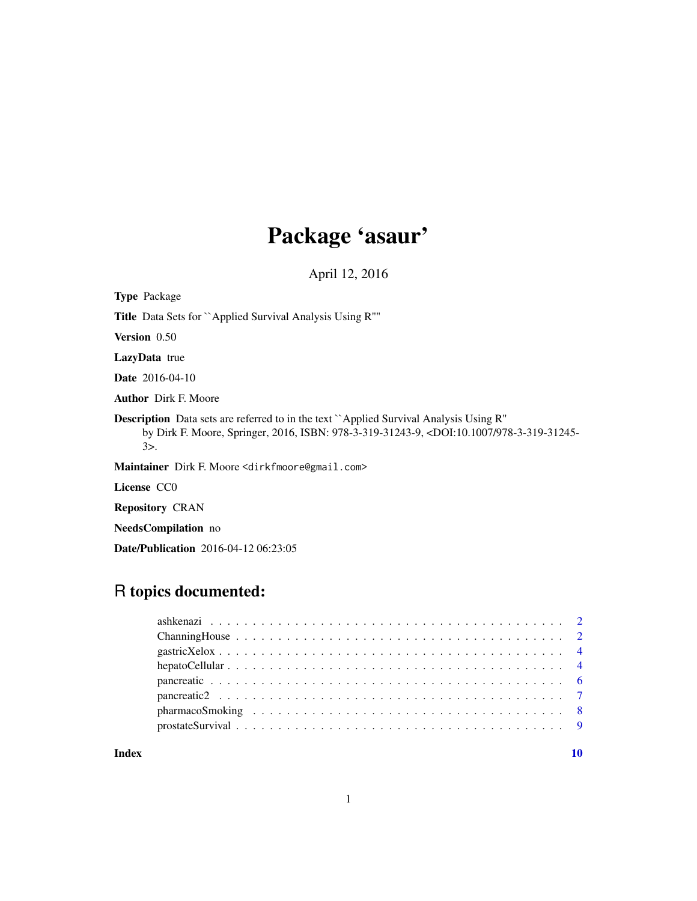# Package 'asaur'

April 12, 2016

**Type** Package

**Title** Data Sets for ``Applied Survival Analysis Using R''

**Version** 0.50

**LazyData** true

**Date** 2016-04-10

**Author** Dirk F. Moore

**Description** Data sets are referred to in the text ``Applied Survival Analysis Using R'' by Dirk F. Moore, Springer, 2016, ISBN: 978-3-319-31243-9, <DOI:10.1007/978-3-319-31245-3>.

**Maintainer** Dirk F. Moore <dirkfmoore@gmail.com>

**License** CC0

**Repository** CRAN

**NeedsCompilation** no

**Date/Publication** 2016-04-12 06:23:05

## R topics documented:

- ashkenazi . . . . . . . . . . . . . . . . . . . . . . . . . . . . . . . . . . . . . . 2
- ChanningHouse . . . . . . . . . . . . . . . . . . . . . . . . . . . . . . . . . . . 2
- gastricXelox . . . . . . . . . . . . . . . . . . . . . . . . . . . . . . . . . . . . . 4
- hepatoCellular . . . . . . . . . . . . . . . . . . . . . . . . . . . . . . . . . . . . 4
- pancreatic . . . . . . . . . . . . . . . . . . . . . . . . . . . . . . . . . . . . . . 6
- pancreatic2 . . . . . . . . . . . . . . . . . . . . . . . . . . . . . . . . . . . . . 7
- pharmacoSmoking . . . . . . . . . . . . . . . . . . . . . . . . . . . . . . . . . . 8
- prostateSurvival . . . . . . . . . . . . . . . . . . . . . . . . . . . . . . . . . . . 9

**Index** **10**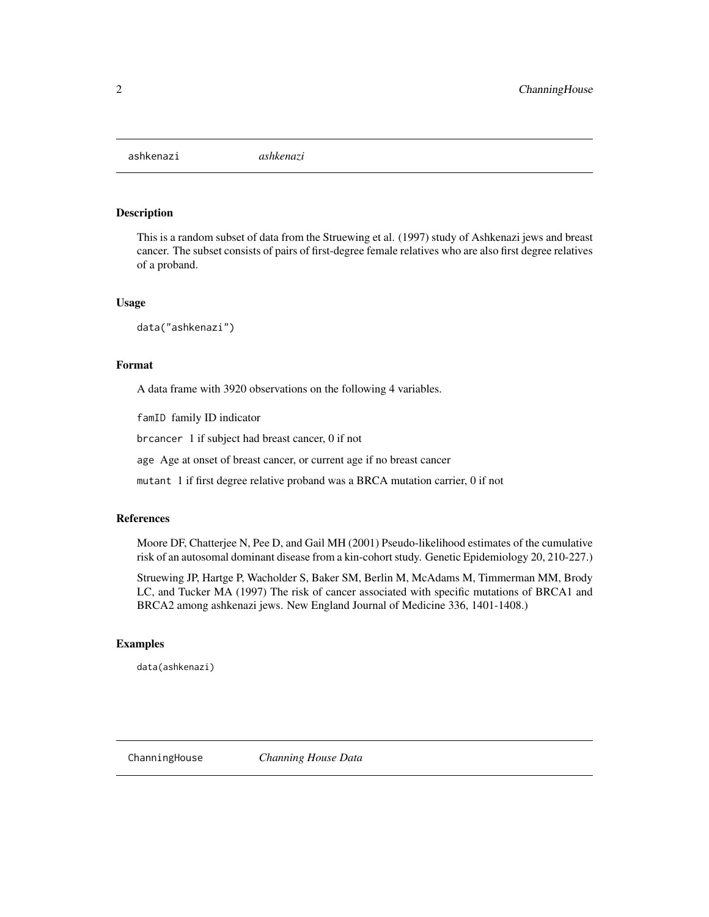## ashkenazi *ashkenazi*

### Description

This is a random subset of data from the Struewing et al. (1997) study of Ashkenazi jews and breast cancer. The subset consists of pairs of first-degree female relatives who are also first degree relatives of a proband.

### Usage

```
data("ashkenazi")
```

### Format

A data frame with 3920 observations on the following 4 variables.

`famID` family ID indicator

`brcancer` 1 if subject had breast cancer, 0 if not

`age` Age at onset of breast cancer, or current age if no breast cancer

`mutant` 1 if first degree relative proband was a BRCA mutation carrier, 0 if not

### References

Moore DF, Chatterjee N, Pee D, and Gail MH (2001) Pseudo-likelihood estimates of the cumulative risk of an autosomal dominant disease from a kin-cohort study. Genetic Epidemiology 20, 210-227.)

Struewing JP, Hartge P, Wacholder S, Baker SM, Berlin M, McAdams M, Timmerman MM, Brody LC, and Tucker MA (1997) The risk of cancer associated with specific mutations of BRCA1 and BRCA2 among ashkenazi jews. New England Journal of Medicine 336, 1401-1408.)

### Examples

```
data(ashkenazi)
```

## ChanningHouse *Channing House Data*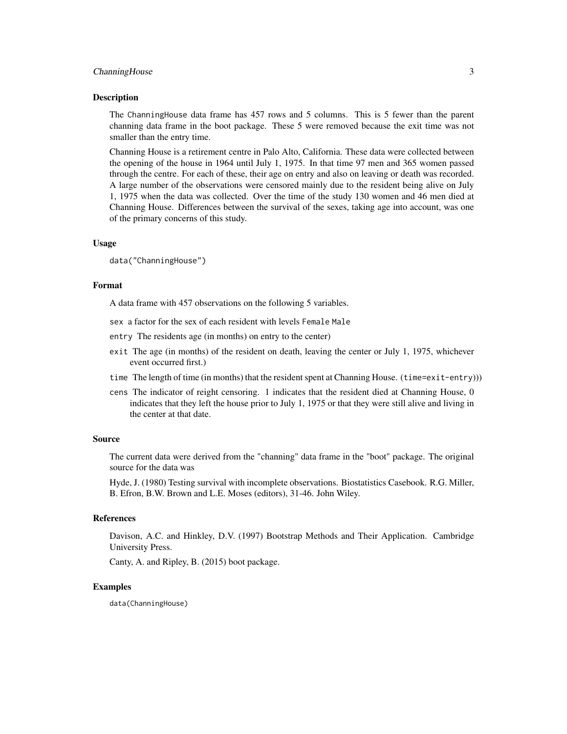## Description

The ChanningHouse data frame has 457 rows and 5 columns. This is 5 fewer than the parent channing data frame in the boot package. These 5 were removed because the exit time was not smaller than the entry time.

Channing House is a retirement centre in Palo Alto, California. These data were collected between the opening of the house in 1964 until July 1, 1975. In that time 97 men and 365 women passed through the centre. For each of these, their age on entry and also on leaving or death was recorded. A large number of the observations were censored mainly due to the resident being alive on July 1, 1975 when the data was collected. Over the time of the study 130 women and 46 men died at Channing House. Differences between the survival of the sexes, taking age into account, was one of the primary concerns of this study.

## Usage

```
data("ChanningHouse")
```

## Format

A data frame with 457 observations on the following 5 variables.

- `sex` a factor for the sex of each resident with levels `Female` `Male`
- `entry` The residents age (in months) on entry to the center)
- `exit` The age (in months) of the resident on death, leaving the center or July 1, 1975, whichever event occurred first.)
- `time` The length of time (in months) that the resident spent at Channing House. (`time=exit-entry`)))
- `cens` The indicator of reight censoring. 1 indicates that the resident died at Channing House, 0 indicates that they left the house prior to July 1, 1975 or that they were still alive and living in the center at that date.

## Source

The current data were derived from the "channing" data frame in the "boot" package. The original source for the data was

Hyde, J. (1980) Testing survival with incomplete observations. Biostatistics Casebook. R.G. Miller, B. Efron, B.W. Brown and L.E. Moses (editors), 31-46. John Wiley.

## References

Davison, A.C. and Hinkley, D.V. (1997) Bootstrap Methods and Their Application. Cambridge University Press.

Canty, A. and Ripley, B. (2015) boot package.

## Examples

```
data(ChanningHouse)
```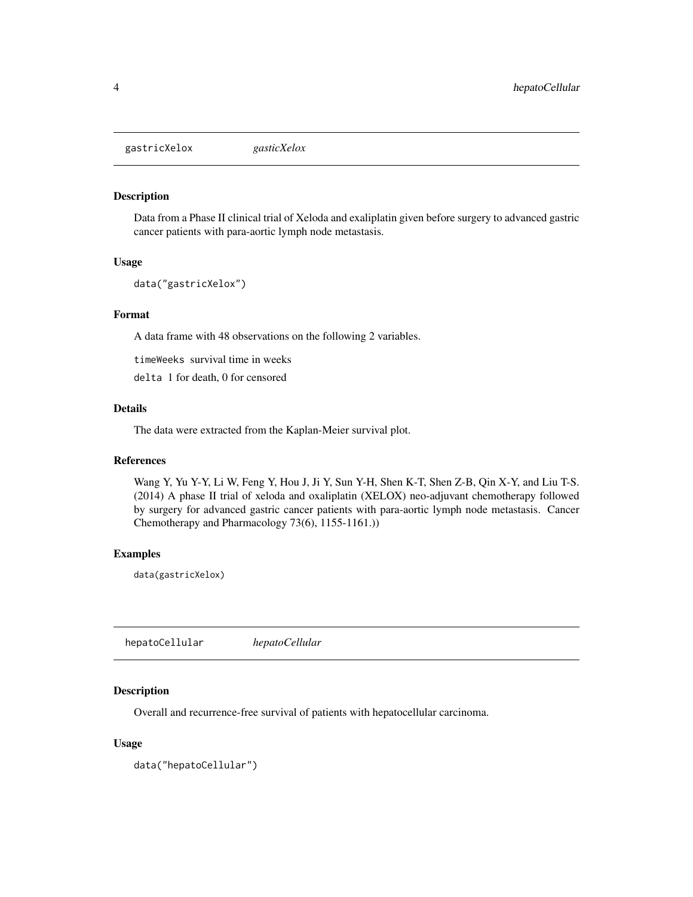## gastricXelox *gasticXelox*

### Description

Data from a Phase II clinical trial of Xeloda and exaliplatin given before surgery to advanced gastric cancer patients with para-aortic lymph node metastasis.

### Usage

```
data("gastricXelox")
```

### Format

A data frame with 48 observations on the following 2 variables.

`timeWeeks` survival time in weeks

`delta` 1 for death, 0 for censored

### Details

The data were extracted from the Kaplan-Meier survival plot.

### References

Wang Y, Yu Y-Y, Li W, Feng Y, Hou J, Ji Y, Sun Y-H, Shen K-T, Shen Z-B, Qin X-Y, and Liu T-S. (2014) A phase II trial of xeloda and oxaliplatin (XELOX) neo-adjuvant chemotherapy followed by surgery for advanced gastric cancer patients with para-aortic lymph node metastasis. Cancer Chemotherapy and Pharmacology 73(6), 1155-1161.))

### Examples

```
data(gastricXelox)
```

## hepatoCellular *hepatoCellular*

### Description

Overall and recurrence-free survival of patients with hepatocellular carcinoma.

### Usage

```
data("hepatoCellular")
```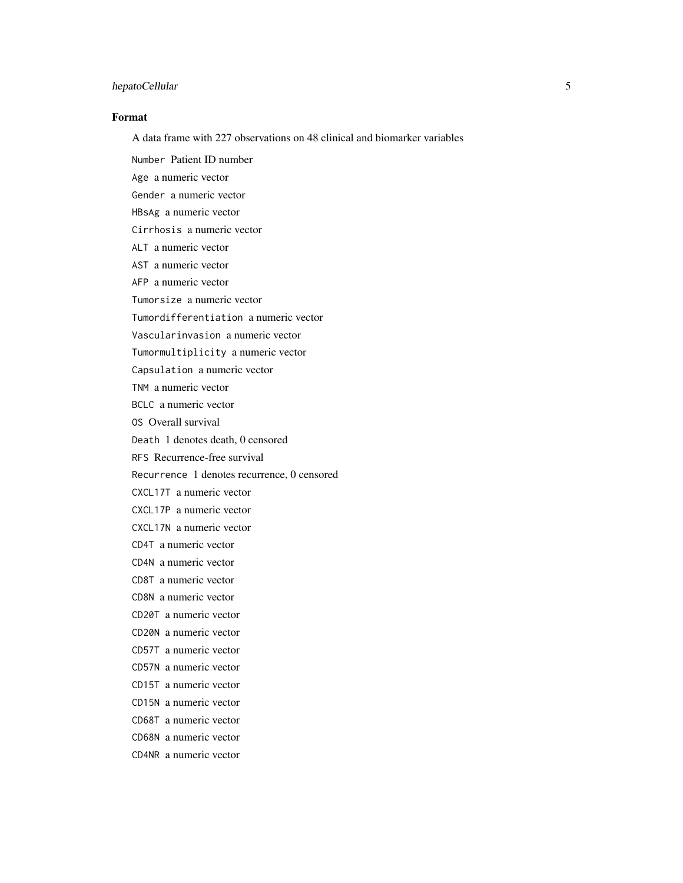### Format

A data frame with 227 observations on 48 clinical and biomarker variables

`Number` Patient ID number

`Age` a numeric vector

`Gender` a numeric vector

`HBsAg` a numeric vector

`Cirrhosis` a numeric vector

`ALT` a numeric vector

`AST` a numeric vector

`AFP` a numeric vector

`Tumorsize` a numeric vector

`Tumordifferentiation` a numeric vector

`Vascularinvasion` a numeric vector

`Tumormultiplicity` a numeric vector

`Capsulation` a numeric vector

`TNM` a numeric vector

`BCLC` a numeric vector

`OS` Overall survival

`Death` 1 denotes death, 0 censored

`RFS` Recurrence-free survival

`Recurrence` 1 denotes recurrence, 0 censored

`CXCL17T` a numeric vector

`CXCL17P` a numeric vector

`CXCL17N` a numeric vector

`CD4T` a numeric vector

`CD4N` a numeric vector

`CD8T` a numeric vector

`CD8N` a numeric vector

`CD20T` a numeric vector

`CD20N` a numeric vector

`CD57T` a numeric vector

`CD57N` a numeric vector

`CD15T` a numeric vector

`CD15N` a numeric vector

`CD68T` a numeric vector

`CD68N` a numeric vector

`CD4NR` a numeric vector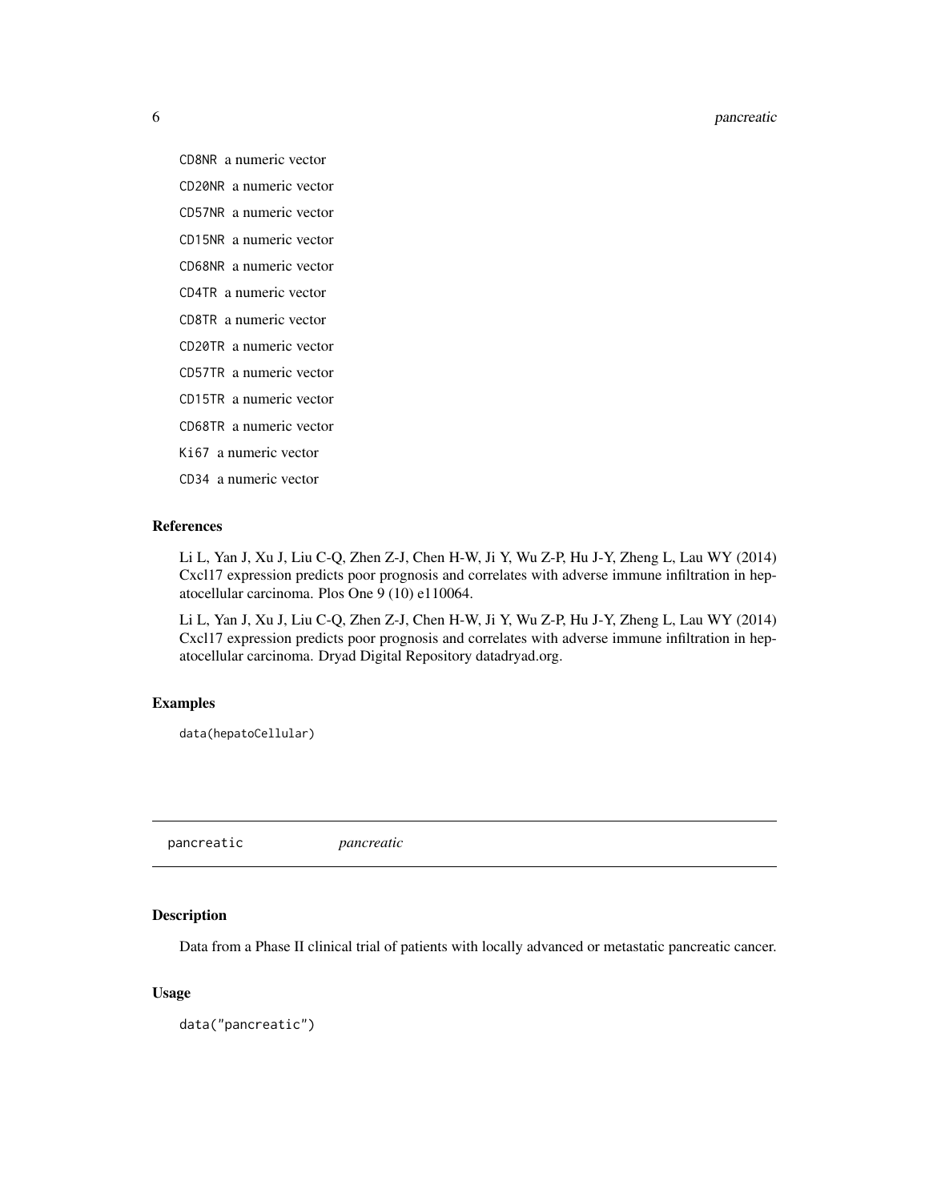CD8NR a numeric vector

CD20NR a numeric vector

CD57NR a numeric vector

CD15NR a numeric vector

CD68NR a numeric vector

CD4TR a numeric vector

CD8TR a numeric vector

CD20TR a numeric vector

CD57TR a numeric vector

CD15TR a numeric vector

CD68TR a numeric vector

Ki67 a numeric vector

CD34 a numeric vector

### References

Li L, Yan J, Xu J, Liu C-Q, Zhen Z-J, Chen H-W, Ji Y, Wu Z-P, Hu J-Y, Zheng L, Lau WY (2014) Cxcl17 expression predicts poor prognosis and correlates with adverse immune infiltration in hepatocellular carcinoma. Plos One 9 (10) e110064.

Li L, Yan J, Xu J, Liu C-Q, Zhen Z-J, Chen H-W, Ji Y, Wu Z-P, Hu J-Y, Zheng L, Lau WY (2014) Cxcl17 expression predicts poor prognosis and correlates with adverse immune infiltration in hepatocellular carcinoma. Dryad Digital Repository datadryad.org.

### Examples

```
data(hepatoCellular)
```

---

## pancreatic *pancreatic*

---

### Description

Data from a Phase II clinical trial of patients with locally advanced or metastatic pancreatic cancer.

### Usage

```
data("pancreatic")
```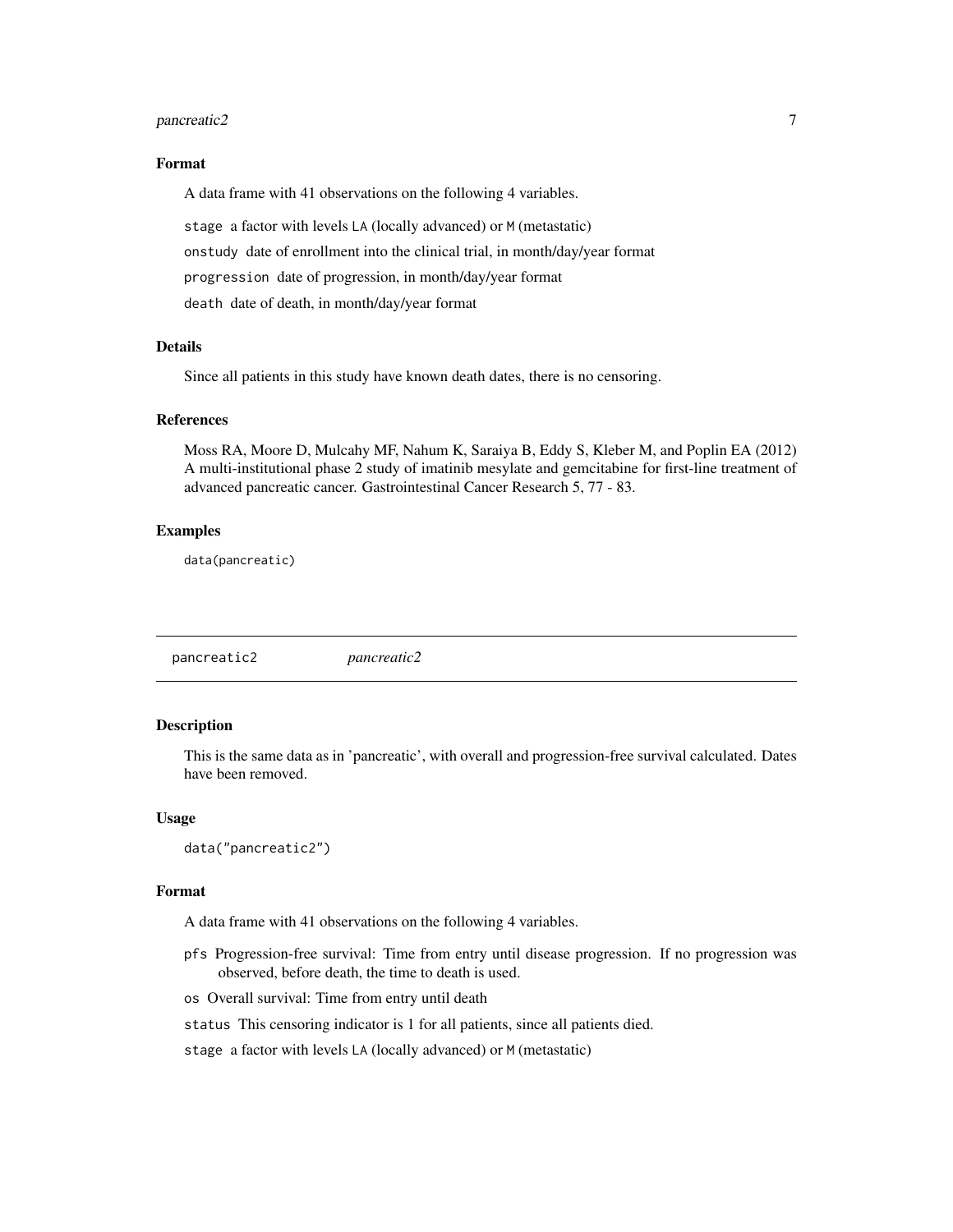### Format

A data frame with 41 observations on the following 4 variables.

`stage` a factor with levels `LA` (locally advanced) or `M` (metastatic)

`onstudy` date of enrollment into the clinical trial, in month/day/year format

`progression` date of progression, in month/day/year format

`death` date of death, in month/day/year format

### Details

Since all patients in this study have known death dates, there is no censoring.

### References

Moss RA, Moore D, Mulcahy MF, Nahum K, Saraiya B, Eddy S, Kleber M, and Poplin EA (2012) A multi-institutional phase 2 study of imatinib mesylate and gemcitabine for first-line treatment of advanced pancreatic cancer. Gastrointestinal Cancer Research 5, 77 - 83.

### Examples

```
data(pancreatic)
```

---

## pancreatic2 *pancreatic2*

---

### Description

This is the same data as in 'pancreatic', with overall and progression-free survival calculated. Dates have been removed.

### Usage

```
data("pancreatic2")
```

### Format

A data frame with 41 observations on the following 4 variables.

`pfs` Progression-free survival: Time from entry until disease progression. If no progression was observed, before death, the time to death is used.

`os` Overall survival: Time from entry until death

`status` This censoring indicator is 1 for all patients, since all patients died.

`stage` a factor with levels `LA` (locally advanced) or `M` (metastatic)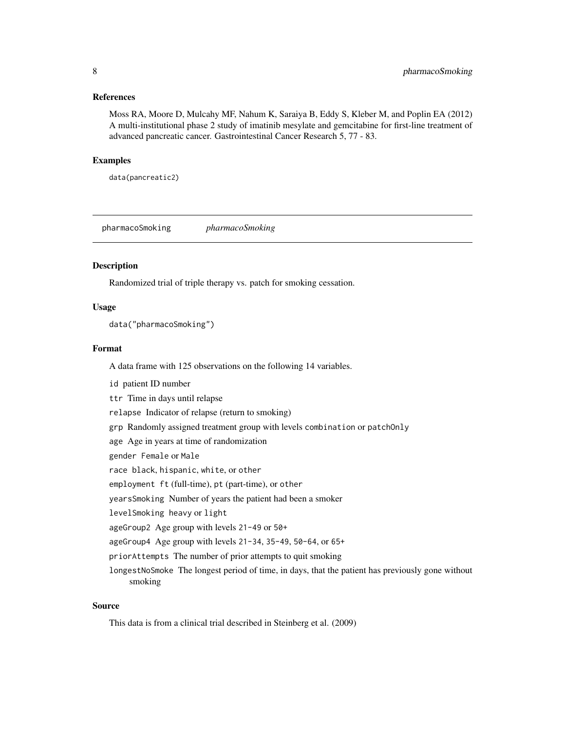### References

Moss RA, Moore D, Mulcahy MF, Nahum K, Saraiya B, Eddy S, Kleber M, and Poplin EA (2012) A multi-institutional phase 2 study of imatinib mesylate and gemcitabine for first-line treatment of advanced pancreatic cancer. Gastrointestinal Cancer Research 5, 77 - 83.

### Examples

```
data(pancreatic2)
```

---

## pharmacoSmoking &nbsp;&nbsp;&nbsp;&nbsp; *pharmacoSmoking*

---

### Description

Randomized trial of triple therapy vs. patch for smoking cessation.

### Usage

```
data("pharmacoSmoking")
```

### Format

A data frame with 125 observations on the following 14 variables.

- `id` patient ID number
- `ttr` Time in days until relapse
- `relapse` Indicator of relapse (return to smoking)
- `grp` Randomly assigned treatment group with levels `combination` or `patchOnly`
- `age` Age in years at time of randomization
- `gender` `Female` or `Male`
- `race` `black`, `hispanic`, `white`, or `other`
- `employment` `ft` (full-time), `pt` (part-time), or `other`
- `yearsSmoking` Number of years the patient had been a smoker
- `levelSmoking` `heavy` or `light`
- `ageGroup2` Age group with levels `21-49` or `50+`
- `ageGroup4` Age group with levels `21-34`, `35-49`, `50-64`, or `65+`
- `priorAttempts` The number of prior attempts to quit smoking
- `longestNoSmoke` The longest period of time, in days, that the patient has previously gone without smoking

### Source

This data is from a clinical trial described in Steinberg et al. (2009)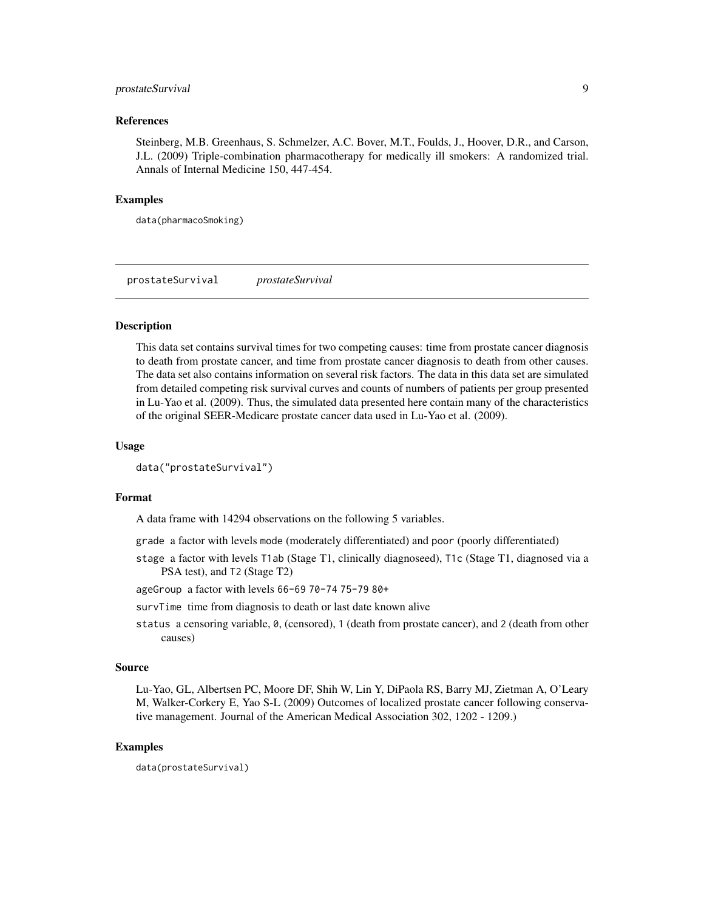## References

Steinberg, M.B. Greenhaus, S. Schmelzer, A.C. Bover, M.T., Foulds, J., Hoover, D.R., and Carson, J.L. (2009) Triple-combination pharmacotherapy for medically ill smokers: A randomized trial. Annals of Internal Medicine 150, 447-454.

## Examples

```
data(pharmacoSmoking)
```

---

# prostateSurvival *prostateSurvival*

## Description

This data set contains survival times for two competing causes: time from prostate cancer diagnosis to death from prostate cancer, and time from prostate cancer diagnosis to death from other causes. The data set also contains information on several risk factors. The data in this data set are simulated from detailed competing risk survival curves and counts of numbers of patients per group presented in Lu-Yao et al. (2009). Thus, the simulated data presented here contain many of the characteristics of the original SEER-Medicare prostate cancer data used in Lu-Yao et al. (2009).

## Usage

```
data("prostateSurvival")
```

## Format

A data frame with 14294 observations on the following 5 variables.

- `grade` a factor with levels `mode` (moderately differentiated) and `poor` (poorly differentiated)
- `stage` a factor with levels `T1ab` (Stage T1, clinically diagnoseed), `T1c` (Stage T1, diagnosed via a PSA test), and `T2` (Stage T2)
- `ageGroup` a factor with levels `66-69` `70-74` `75-79` `80+`
- `survTime` time from diagnosis to death or last date known alive
- `status` a censoring variable, `0`, (censored), `1` (death from prostate cancer), and `2` (death from other causes)

## Source

Lu-Yao, GL, Albertsen PC, Moore DF, Shih W, Lin Y, DiPaola RS, Barry MJ, Zietman A, O'Leary M, Walker-Corkery E, Yao S-L (2009) Outcomes of localized prostate cancer following conservative management. Journal of the American Medical Association 302, 1202 - 1209.)

## Examples

```
data(prostateSurvival)
```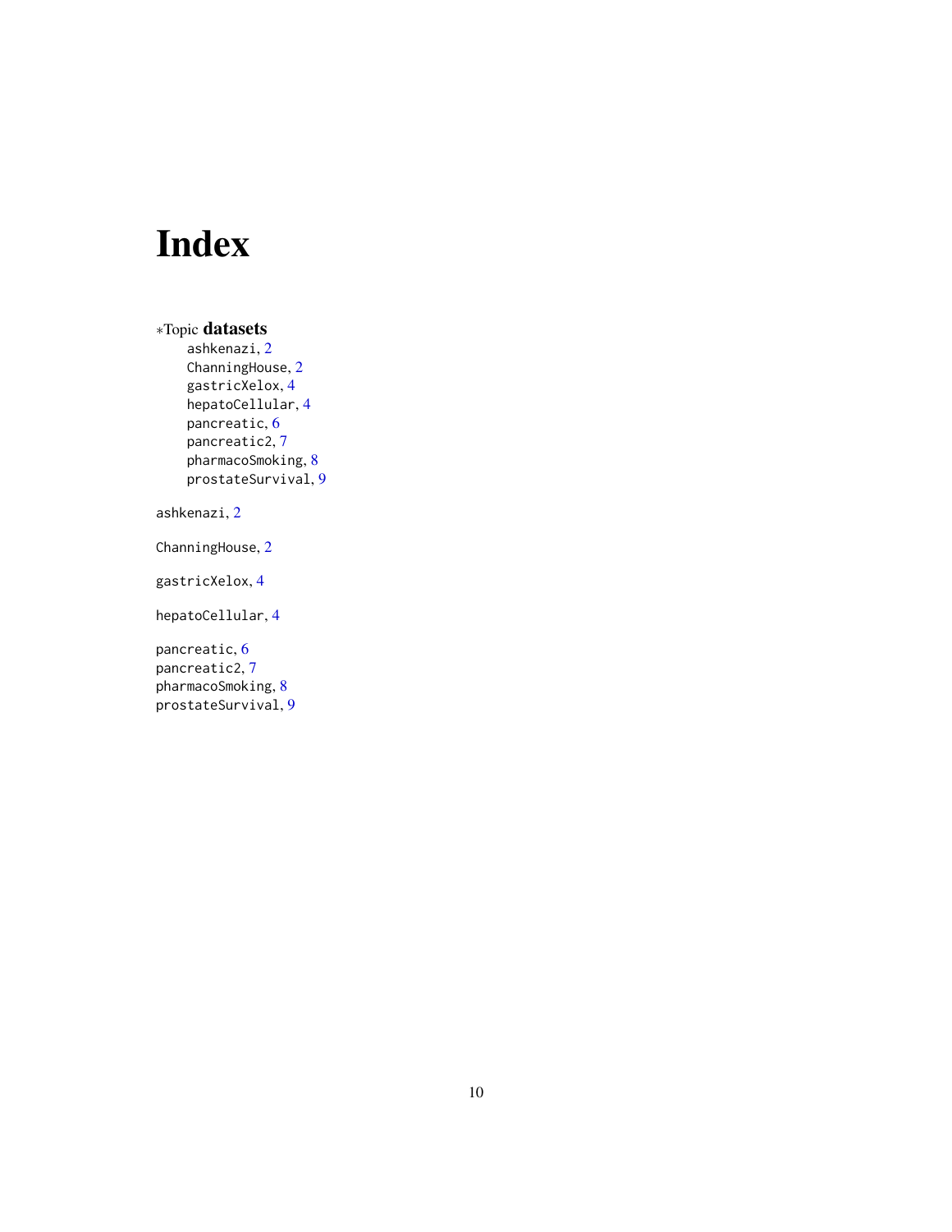# Index

*Topic **datasets**

- ashkenazi, 2
- ChanningHouse, 2
- gastricXelox, 4
- hepatoCellular, 4
- pancreatic, 6
- pancreatic2, 7
- pharmacoSmoking, 8
- prostateSurvival, 9

ashkenazi, 2

ChanningHouse, 2

gastricXelox, 4

hepatoCellular, 4

pancreatic, 6
pancreatic2, 7
pharmacoSmoking, 8
prostateSurvival, 9